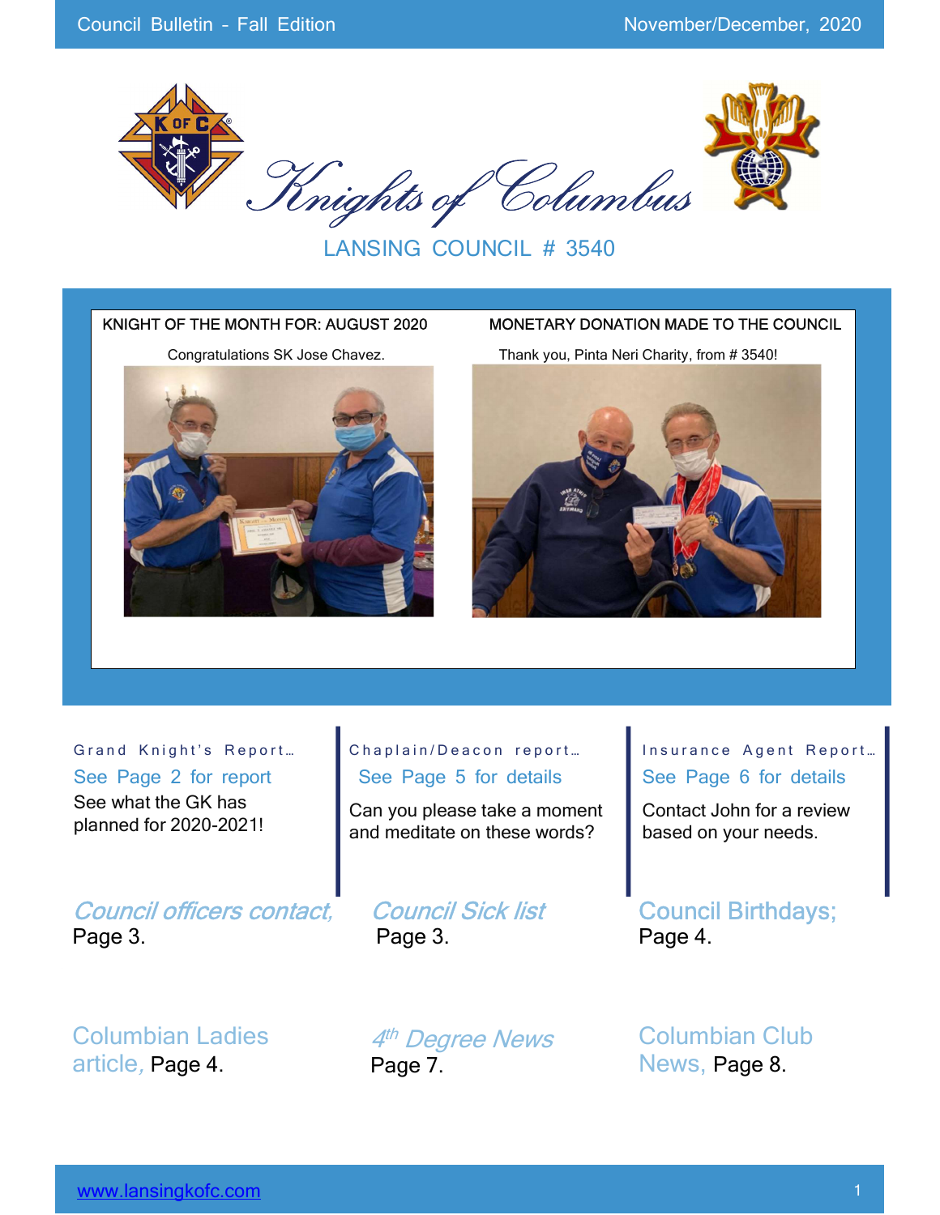Council Bulletin - Fall Edition

November/December, 2020

# Knights of Columbus

## LANSING COUNCIL # 3540

**KNIGHT OF THE MONTH FOR: AUGUST 2020**

Congratulations SK Jose Chavez.

**MONETARY DONATION MADE TO THE COUNCIL**

Thank you, Pinta Neri Charity, from # 3540!

### Grand Knight's Report…

See Page 2 for report

See what the GK has planned for 2020-2021!

### Chaplain/Deacon report…

See Page 5 for details

Can you please take a moment and meditate on these words?

### Insurance Agent Report…

See Page 6 for details

Contact John for a review based on your needs.

*Council officers contact,* Page 3.

*Council Sick list* Page 3.

Council Birthdays; Page 4.

Columbian Ladies article, Page 4.

*4th Degree News* Page 7.

Columbian Club News, Page 8.

www.lansingkofc.com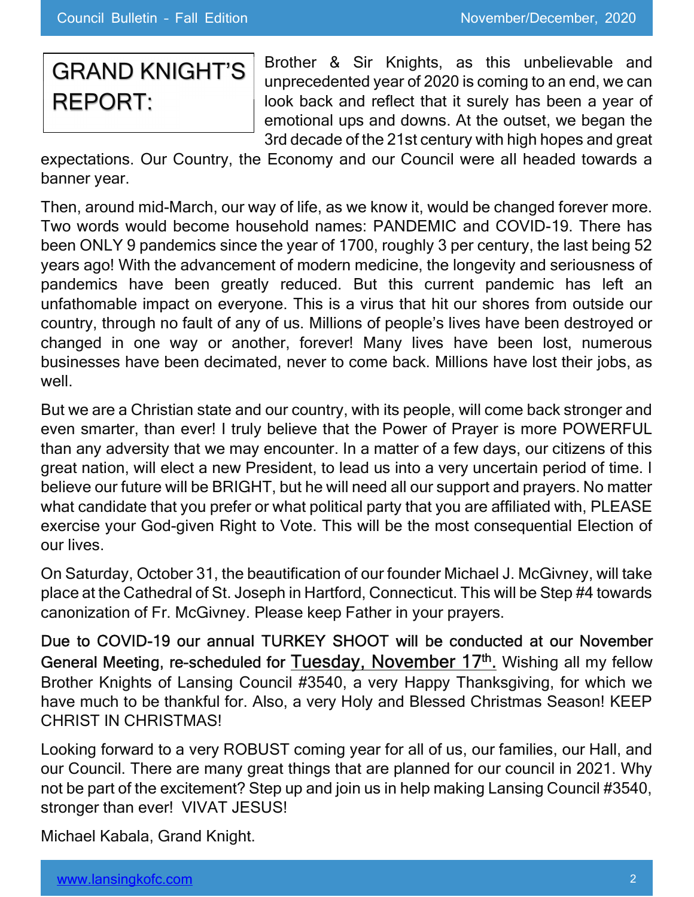# GRAND KNIGHT'S REPORT:

Brother & Sir Knights, as this unbelievable and unprecedented year of 2020 is coming to an end, we can look back and reflect that it surely has been a year of emotional ups and downs. At the outset, we began the 3rd decade of the 21st century with high hopes and great expectations. Our Country, the Economy and our Council were all headed towards a banner year.

Then, around mid-March, our way of life, as we know it, would be changed forever more. Two words would become household names: PANDEMIC and COVID-19. There has been ONLY 9 pandemics since the year of 1700, roughly 3 per century, the last being 52 years ago! With the advancement of modern medicine, the longevity and seriousness of pandemics have been greatly reduced. But this current pandemic has left an unfathomable impact on everyone. This is a virus that hit our shores from outside our country, through no fault of any of us. Millions of people's lives have been destroyed or changed in one way or another, forever! Many lives have been lost, numerous businesses have been decimated, never to come back. Millions have lost their jobs, as well.

But we are a Christian state and our country, with its people, will come back stronger and even smarter, than ever! I truly believe that the Power of Prayer is more POWERFUL than any adversity that we may encounter. In a matter of a few days, our citizens of this great nation, will elect a new President, to lead us into a very uncertain period of time. I believe our future will be BRIGHT, but he will need all our support and prayers. No matter what candidate that you prefer or what political party that you are affiliated with, PLEASE exercise your God-given Right to Vote. This will be the most consequential Election of our lives.

On Saturday, October 31, the beautification of our founder Michael J. McGivney, will take place at the Cathedral of St. Joseph in Hartford, Connecticut. This will be Step #4 towards canonization of Fr. McGivney. Please keep Father in your prayers.

Due to COVID-19 our annual TURKEY SHOOT will be conducted at our November General Meeting, re-scheduled for <u>Tuesday, November 17th.</u> Wishing all my fellow Brother Knights of Lansing Council #3540, a very Happy Thanksgiving, for which we have much to be thankful for. Also, a very Holy and Blessed Christmas Season! KEEP CHRIST IN CHRISTMAS!

Looking forward to a very ROBUST coming year for all of us, our families, our Hall, and our Council. There are many great things that are planned for our council in 2021. Why not be part of the excitement? Step up and join us in help making Lansing Council #3540, stronger than ever! VIVAT JESUS!

Michael Kabala, Grand Knight.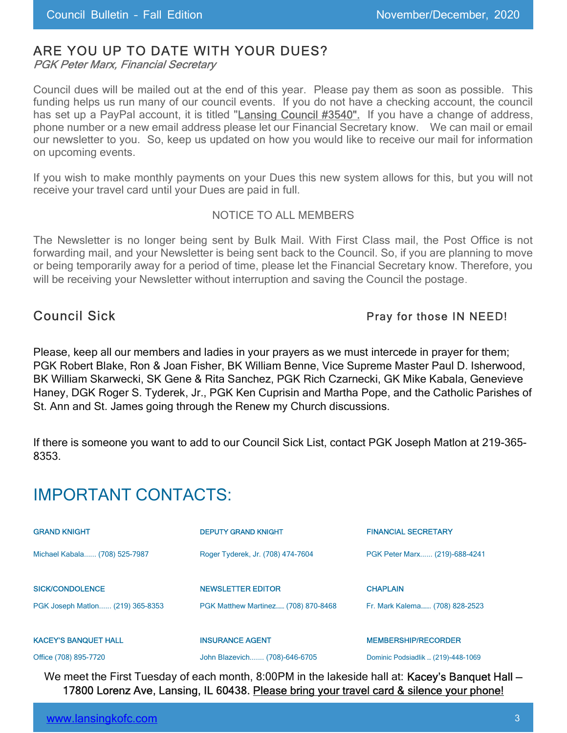## ARE YOU UP TO DATE WITH YOUR DUES?

*PGK Peter Marx, Financial Secretary*

Council dues will be mailed out at the end of this year. Please pay them as soon as possible. This funding helps us run many of our council events. If you do not have a checking account, the council has set up a PayPal account, it is titled "Lansing Council #3540". If you have a change of address, phone number or a new email address please let our Financial Secretary know. We can mail or email our newsletter to you. So, keep us updated on how you would like to receive our mail for information on upcoming events.

If you wish to make monthly payments on your Dues this new system allows for this, but you will not receive your travel card until your Dues are paid in full.

NOTICE TO ALL MEMBERS

The Newsletter is no longer being sent by Bulk Mail. With First Class mail, the Post Office is not forwarding mail, and your Newsletter is being sent back to the Council. So, if you are planning to move or being temporarily away for a period of time, please let the Financial Secretary know. Therefore, you will be receiving your Newsletter without interruption and saving the Council the postage.

## Council Sick

Pray for those IN NEED!

Please, keep all our members and ladies in your prayers as we must intercede in prayer for them; PGK Robert Blake, Ron & Joan Fisher, BK William Benne, Vice Supreme Master Paul D. Isherwood, BK William Skarwecki, SK Gene & Rita Sanchez, PGK Rich Czarnecki, GK Mike Kabala, Genevieve Haney, DGK Roger S. Tyderek, Jr., PGK Ken Cuprisin and Martha Pope, and the Catholic Parishes of St. Ann and St. James going through the Renew my Church discussions.

If there is someone you want to add to our Council Sick List, contact PGK Joseph Matlon at 219-365-8353.

# IMPORTANT CONTACTS:

**GRAND KNIGHT**

Michael Kabala...... (708) 525-7987

**DEPUTY GRAND KNIGHT**

Roger Tyderek, Jr. (708) 474-7604

**FINANCIAL SECRETARY**

PGK Peter Marx...... (219)-688-4241

**SICK/CONDOLENCE**

PGK Joseph Matlon...... (219) 365-8353

**NEWSLETTER EDITOR**

PGK Matthew Martinez...... (708) 870-8468

**CHAPLAIN**

Fr. Mark Kalema...... (708) 828-2523

**KACEY'S BANQUET HALL**

Office (708) 895-7720

**INSURANCE AGENT**

John Blazevich....... (708)-646-6705

**MEMBERSHIP/RECORDER**

Dominic Podsiadlik ... (219)-448-1069

We meet the First Tuesday of each month, 8:00PM in the lakeside hall at: Kacey's Banquet Hall – 17800 Lorenz Ave, Lansing, IL 60438. Please bring your travel card & silence your phone!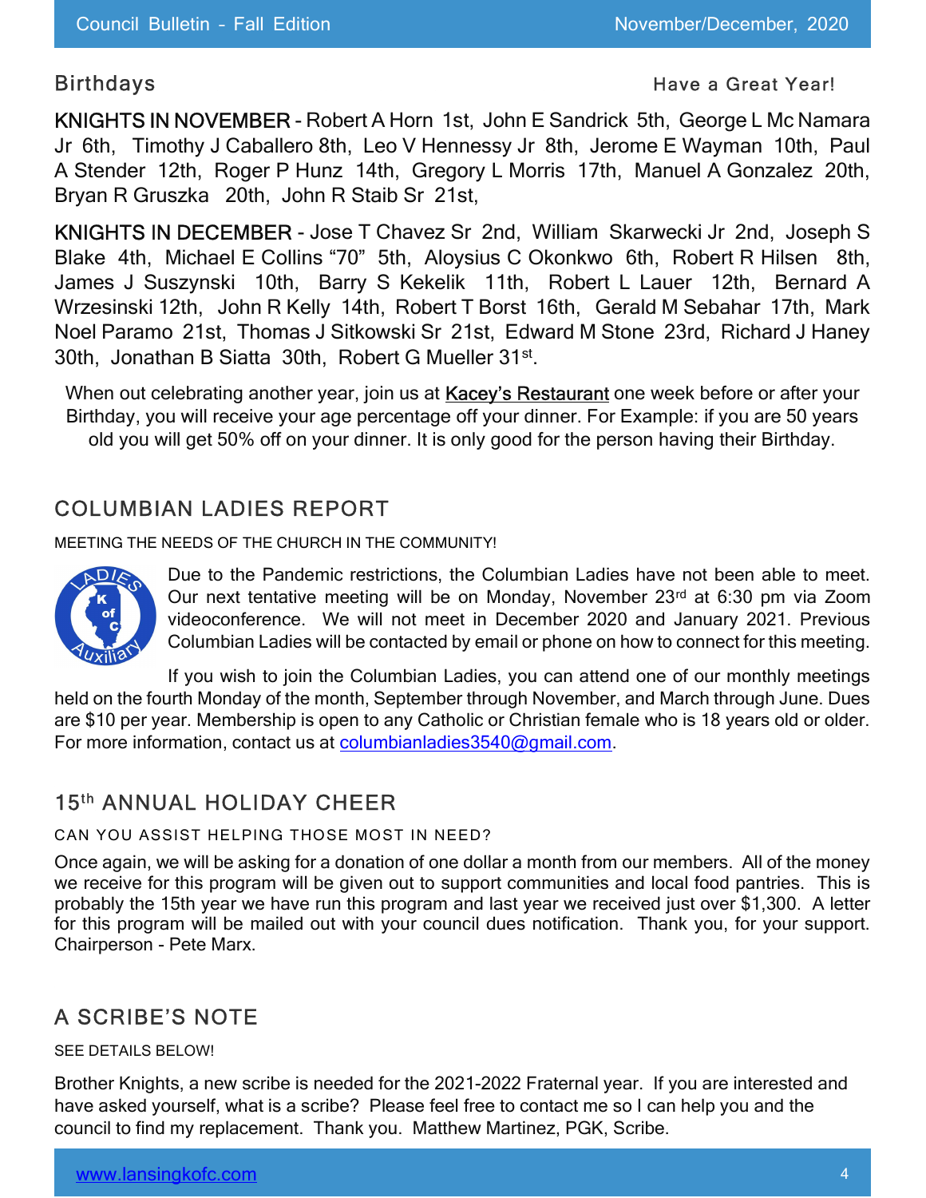## Birthdays

Have a Great Year!

**KNIGHTS IN NOVEMBER** - Robert A Horn 1st, John E Sandrick 5th, George L Mc Namara Jr 6th, Timothy J Caballero 8th, Leo V Hennessy Jr 8th, Jerome E Wayman 10th, Paul A Stender 12th, Roger P Hunz 14th, Gregory L Morris 17th, Manuel A Gonzalez 20th, Bryan R Gruszka 20th, John R Staib Sr 21st,

**KNIGHTS IN DECEMBER** - Jose T Chavez Sr 2nd, William Skarwecki Jr 2nd, Joseph S Blake 4th, Michael E Collins "70" 5th, Aloysius C Okonkwo 6th, Robert R Hilsen 8th, James J Suszynski 10th, Barry S Kekelik 11th, Robert L Lauer 12th, Bernard A Wrzesinski 12th, John R Kelly 14th, Robert T Borst 16th, Gerald M Sebahar 17th, Mark Noel Paramo 21st, Thomas J Sitkowski Sr 21st, Edward M Stone 23rd, Richard J Haney 30th, Jonathan B Siatta 30th, Robert G Mueller 31st.

When out celebrating another year, join us at Kacey's Restaurant one week before or after your Birthday, you will receive your age percentage off your dinner. For Example: if you are 50 years old you will get 50% off on your dinner. It is only good for the person having their Birthday.

## COLUMBIAN LADIES REPORT

MEETING THE NEEDS OF THE CHURCH IN THE COMMUNITY!

Due to the Pandemic restrictions, the Columbian Ladies have not been able to meet. Our next tentative meeting will be on Monday, November 23rd at 6:30 pm via Zoom videoconference. We will not meet in December 2020 and January 2021. Previous Columbian Ladies will be contacted by email or phone on how to connect for this meeting.

If you wish to join the Columbian Ladies, you can attend one of our monthly meetings held on the fourth Monday of the month, September through November, and March through June. Dues are $10 per year. Membership is open to any Catholic or Christian female who is 18 years old or older. For more information, contact us at columbianladies3540@gmail.com.

## 15th ANNUAL HOLIDAY CHEER

CAN YOU ASSIST HELPING THOSE MOST IN NEED?

Once again, we will be asking for a donation of one dollar a month from our members. All of the money we receive for this program will be given out to support communities and local food pantries. This is probably the 15th year we have run this program and last year we received just over $1,300. A letter for this program will be mailed out with your council dues notification. Thank you, for your support. Chairperson - Pete Marx.

## A SCRIBE'S NOTE

SEE DETAILS BELOW!

Brother Knights, a new scribe is needed for the 2021-2022 Fraternal year. If you are interested and have asked yourself, what is a scribe? Please feel free to contact me so I can help you and the council to find my replacement. Thank you. Matthew Martinez, PGK, Scribe.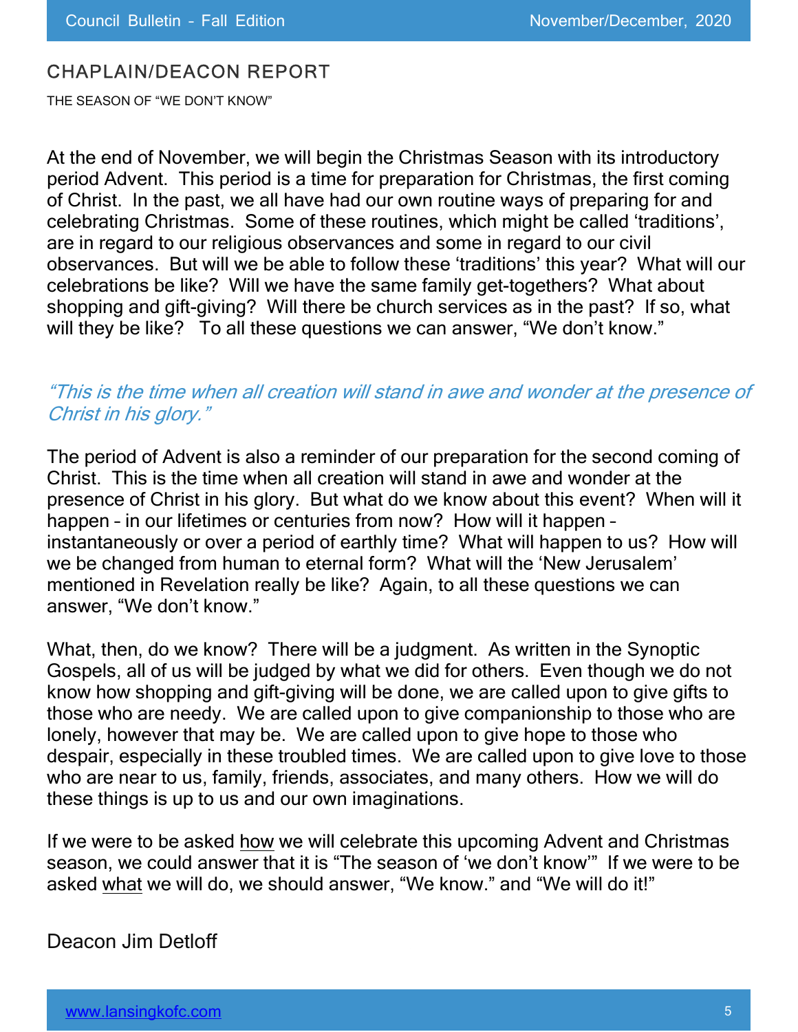## CHAPLAIN/DEACON REPORT

THE SEASON OF "WE DON'T KNOW"

At the end of November, we will begin the Christmas Season with its introductory period Advent. This period is a time for preparation for Christmas, the first coming of Christ. In the past, we all have had our own routine ways of preparing for and celebrating Christmas. Some of these routines, which might be called 'traditions', are in regard to our religious observances and some in regard to our civil observances. But will we be able to follow these 'traditions' this year? What will our celebrations be like? Will we have the same family get-togethers? What about shopping and gift-giving? Will there be church services as in the past? If so, what will they be like? To all these questions we can answer, "We don't know."

*"This is the time when all creation will stand in awe and wonder at the presence of Christ in his glory."*

The period of Advent is also a reminder of our preparation for the second coming of Christ. This is the time when all creation will stand in awe and wonder at the presence of Christ in his glory. But what do we know about this event? When will it happen – in our lifetimes or centuries from now? How will it happen – instantaneously or over a period of earthly time? What will happen to us? How will we be changed from human to eternal form? What will the 'New Jerusalem' mentioned in Revelation really be like? Again, to all these questions we can answer, "We don't know."

What, then, do we know? There will be a judgment. As written in the Synoptic Gospels, all of us will be judged by what we did for others. Even though we do not know how shopping and gift-giving will be done, we are called upon to give gifts to those who are needy. We are called upon to give companionship to those who are lonely, however that may be. We are called upon to give hope to those who despair, especially in these troubled times. We are called upon to give love to those who are near to us, family, friends, associates, and many others. How we will do these things is up to us and our own imaginations.

If we were to be asked <u>how</u> we will celebrate this upcoming Advent and Christmas season, we could answer that it is "The season of 'we don't know'" If we were to be asked <u>what</u> we will do, we should answer, "We know." and "We will do it!"

Deacon Jim Detloff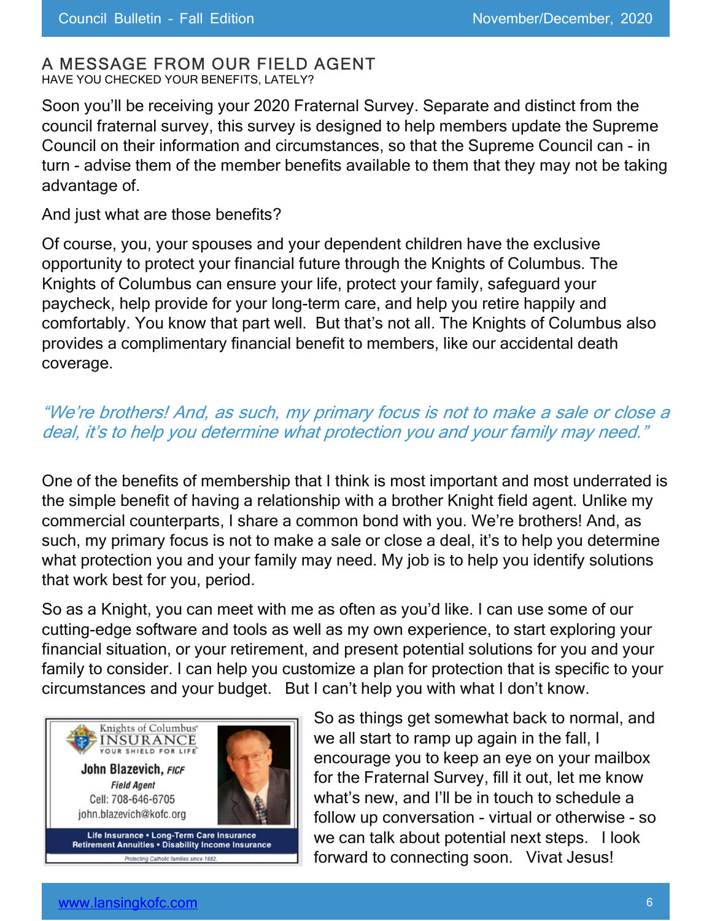# A MESSAGE FROM OUR FIELD AGENT

HAVE YOU CHECKED YOUR BENEFITS, LATELY?

Soon you'll be receiving your 2020 Fraternal Survey. Separate and distinct from the council fraternal survey, this survey is designed to help members update the Supreme Council on their information and circumstances, so that the Supreme Council can - in turn - advise them of the member benefits available to them that they may not be taking advantage of.

And just what are those benefits?

Of course, you, your spouses and your dependent children have the exclusive opportunity to protect your financial future through the Knights of Columbus. The Knights of Columbus can ensure your life, protect your family, safeguard your paycheck, help provide for your long-term care, and help you retire happily and comfortably. You know that part well. But that's not all. The Knights of Columbus also provides a complimentary financial benefit to members, like our accidental death coverage.

*"We're brothers! And, as such, my primary focus is not to make a sale or close a deal, it's to help you determine what protection you and your family may need."*

One of the benefits of membership that I think is most important and most underrated is the simple benefit of having a relationship with a brother Knight field agent. Unlike my commercial counterparts, I share a common bond with you. We're brothers! And, as such, my primary focus is not to make a sale or close a deal, it's to help you determine what protection you and your family may need. My job is to help you identify solutions that work best for you, period.

So as a Knight, you can meet with me as often as you'd like. I can use some of our cutting-edge software and tools as well as my own experience, to start exploring your financial situation, or your retirement, and present potential solutions for you and your family to consider. I can help you customize a plan for protection that is specific to your circumstances and your budget. But I can't help you with what I don't know.

Knights of Columbus® INSURANCE
YOUR SHIELD FOR LIFE®

**John Blazevich, *FICF***
***Field Agent***
Cell: 708-646-6705
john.blazevich@kofc.org

**Life Insurance • Long-Term Care Insurance**
**Retirement Annuities • Disability Income Insurance**

*Protecting Catholic families since 1882.*

So as things get somewhat back to normal, and we all start to ramp up again in the fall, I encourage you to keep an eye on your mailbox for the Fraternal Survey, fill it out, let me know what's new, and I'll be in touch to schedule a follow up conversation - virtual or otherwise - so we can talk about potential next steps. I look forward to connecting soon. Vivat Jesus!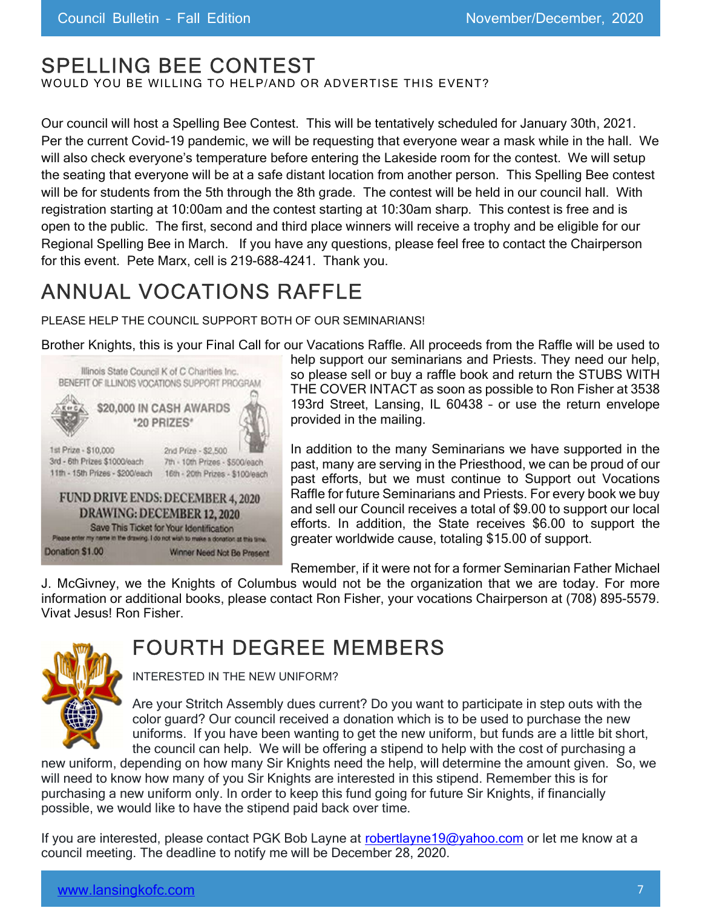## SPELLING BEE CONTEST

WOULD YOU BE WILLING TO HELP/AND OR ADVERTISE THIS EVENT?

Our council will host a Spelling Bee Contest. This will be tentatively scheduled for January 30th, 2021. Per the current Covid-19 pandemic, we will be requesting that everyone wear a mask while in the hall. We will also check everyone's temperature before entering the Lakeside room for the contest. We will setup the seating that everyone will be at a safe distant location from another person. This Spelling Bee contest will be for students from the 5th through the 8th grade. The contest will be held in our council hall. With registration starting at 10:00am and the contest starting at 10:30am sharp. This contest is free and is open to the public. The first, second and third place winners will receive a trophy and be eligible for our Regional Spelling Bee in March. If you have any questions, please feel free to contact the Chairperson for this event. Pete Marx, cell is 219-688-4241. Thank you.

## ANNUAL VOCATIONS RAFFLE

PLEASE HELP THE COUNCIL SUPPORT BOTH OF OUR SEMINARIANS!

Brother Knights, this is your Final Call for our Vacations Raffle. All proceeds from the Raffle will be used to help support our seminarians and Priests. They need our help, so please sell or buy a raffle book and return the STUBS WITH THE COVER INTACT as soon as possible to Ron Fisher at 3538 193rd Street, Lansing, IL 60438 – or use the return envelope provided in the mailing.

Illinois State Council K of C Charities Inc.
BENEFIT OF ILLINOIS VOCATIONS SUPPORT PROGRAM

$20,000 IN CASH AWARDS
*20 PRIZES*

1st Prize - $10,000
2nd Prize - $2,500
3rd - 6th Prizes $1000/each
7th - 10th Prizes - $500/each
11th - 15th Prizes - $200/each
16th - 20th Prizes - $100/each

FUND DRIVE ENDS: DECEMBER 4, 2020
DRAWING: DECEMBER 12, 2020
Save This Ticket for Your Identification
Please enter my name in the drawing. I do not wish to make a donation at this time.
Donation $1.00 — Winner Need Not Be Present

In addition to the many Seminarians we have supported in the past, many are serving in the Priesthood, we can be proud of our past efforts, but we must continue to Support out Vocations Raffle for future Seminarians and Priests. For every book we buy and sell our Council receives a total of $9.00 to support our local efforts. In addition, the State receives $6.00 to support the greater worldwide cause, totaling $15.00 of support.

Remember, if it were not for a former Seminarian Father Michael J. McGivney, we the Knights of Columbus would not be the organization that we are today. For more information or additional books, please contact Ron Fisher, your vocations Chairperson at (708) 895-5579. Vivat Jesus! Ron Fisher.

## FOURTH DEGREE MEMBERS

INTERESTED IN THE NEW UNIFORM?

Are your Stritch Assembly dues current? Do you want to participate in step outs with the color guard? Our council received a donation which is to be used to purchase the new uniforms. If you have been wanting to get the new uniform, but funds are a little bit short, the council can help. We will be offering a stipend to help with the cost of purchasing a new uniform, depending on how many Sir Knights need the help, will determine the amount given. So, we will need to know how many of you Sir Knights are interested in this stipend. Remember this is for purchasing a new uniform only. In order to keep this fund going for future Sir Knights, if financially possible, we would like to have the stipend paid back over time.

If you are interested, please contact PGK Bob Layne at robertlayne19@yahoo.com or let me know at a council meeting. The deadline to notify me will be December 28, 2020.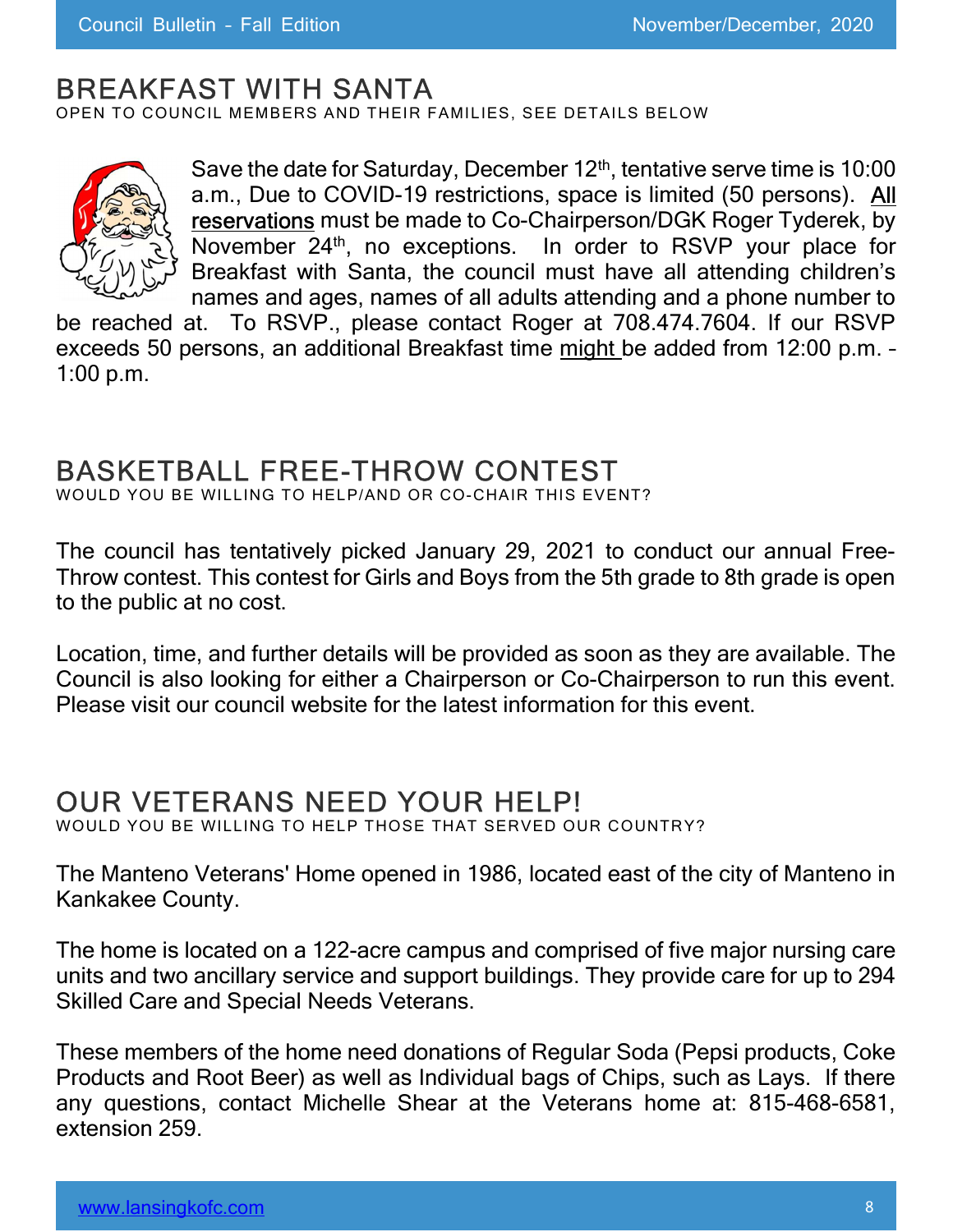# BREAKFAST WITH SANTA

OPEN TO COUNCIL MEMBERS AND THEIR FAMILIES, SEE DETAILS BELOW

Save the date for Saturday, December 12th, tentative serve time is 10:00 a.m., Due to COVID-19 restrictions, space is limited (50 persons). All reservations must be made to Co-Chairperson/DGK Roger Tyderek, by November 24th, no exceptions. In order to RSVP your place for Breakfast with Santa, the council must have all attending children's names and ages, names of all adults attending and a phone number to be reached at. To RSVP., please contact Roger at 708.474.7604. If our RSVP exceeds 50 persons, an additional Breakfast time might be added from 12:00 p.m. – 1:00 p.m.

# BASKETBALL FREE-THROW CONTEST

WOULD YOU BE WILLING TO HELP/AND OR CO-CHAIR THIS EVENT?

The council has tentatively picked January 29, 2021 to conduct our annual Free-Throw contest. This contest for Girls and Boys from the 5th grade to 8th grade is open to the public at no cost.

Location, time, and further details will be provided as soon as they are available. The Council is also looking for either a Chairperson or Co-Chairperson to run this event. Please visit our council website for the latest information for this event.

# OUR VETERANS NEED YOUR HELP!

WOULD YOU BE WILLING TO HELP THOSE THAT SERVED OUR COUNTRY?

The Manteno Veterans' Home opened in 1986, located east of the city of Manteno in Kankakee County.

The home is located on a 122-acre campus and comprised of five major nursing care units and two ancillary service and support buildings. They provide care for up to 294 Skilled Care and Special Needs Veterans.

These members of the home need donations of Regular Soda (Pepsi products, Coke Products and Root Beer) as well as Individual bags of Chips, such as Lays. If there any questions, contact Michelle Shear at the Veterans home at: 815-468-6581, extension 259.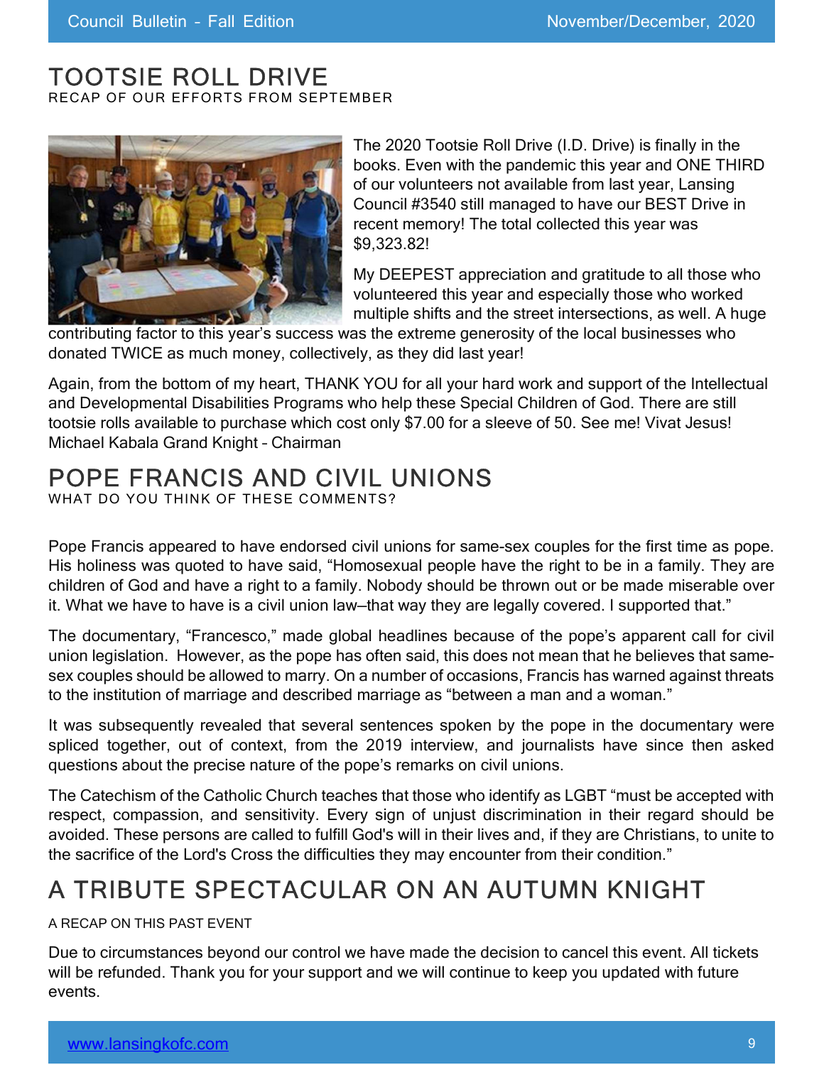# TOOTSIE ROLL DRIVE

RECAP OF OUR EFFORTS FROM SEPTEMBER

The 2020 Tootsie Roll Drive (I.D. Drive) is finally in the books. Even with the pandemic this year and ONE THIRD of our volunteers not available from last year, Lansing Council #3540 still managed to have our BEST Drive in recent memory! The total collected this year was $9,323.82!

My DEEPEST appreciation and gratitude to all those who volunteered this year and especially those who worked multiple shifts and the street intersections, as well. A huge contributing factor to this year's success was the extreme generosity of the local businesses who donated TWICE as much money, collectively, as they did last year!

Again, from the bottom of my heart, THANK YOU for all your hard work and support of the Intellectual and Developmental Disabilities Programs who help these Special Children of God. There are still tootsie rolls available to purchase which cost only $7.00 for a sleeve of 50. See me! Vivat Jesus!
Michael Kabala Grand Knight – Chairman

# POPE FRANCIS AND CIVIL UNIONS

WHAT DO YOU THINK OF THESE COMMENTS?

Pope Francis appeared to have endorsed civil unions for same-sex couples for the first time as pope. His holiness was quoted to have said, "Homosexual people have the right to be in a family. They are children of God and have a right to a family. Nobody should be thrown out or be made miserable over it. What we have to have is a civil union law—that way they are legally covered. I supported that."

The documentary, "Francesco," made global headlines because of the pope's apparent call for civil union legislation. However, as the pope has often said, this does not mean that he believes that same-sex couples should be allowed to marry. On a number of occasions, Francis has warned against threats to the institution of marriage and described marriage as "between a man and a woman."

It was subsequently revealed that several sentences spoken by the pope in the documentary were spliced together, out of context, from the 2019 interview, and journalists have since then asked questions about the precise nature of the pope's remarks on civil unions.

The Catechism of the Catholic Church teaches that those who identify as LGBT "must be accepted with respect, compassion, and sensitivity. Every sign of unjust discrimination in their regard should be avoided. These persons are called to fulfill God's will in their lives and, if they are Christians, to unite to the sacrifice of the Lord's Cross the difficulties they may encounter from their condition."

# A TRIBUTE SPECTACULAR ON AN AUTUMN KNIGHT

A RECAP ON THIS PAST EVENT

Due to circumstances beyond our control we have made the decision to cancel this event. All tickets will be refunded. Thank you for your support and we will continue to keep you updated with future events.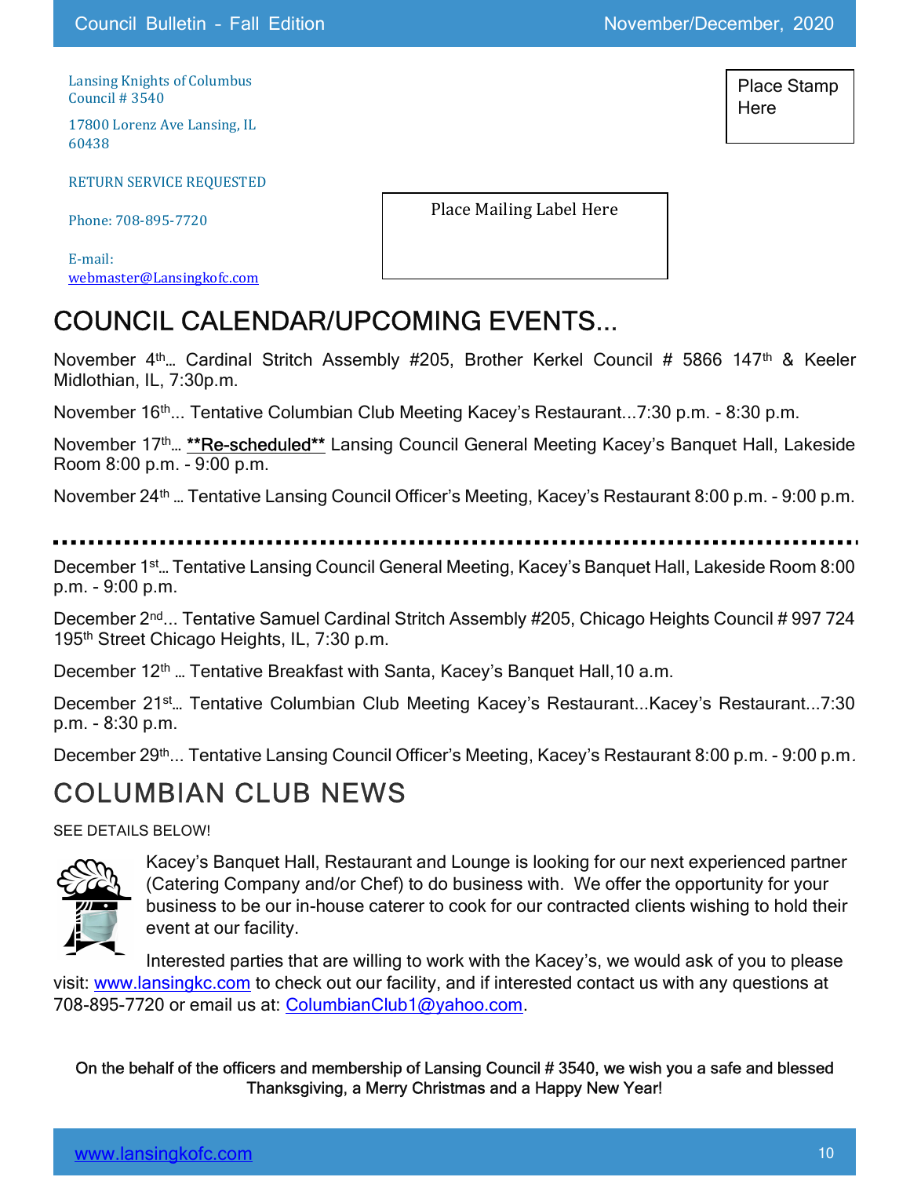Lansing Knights of Columbus
Council # 3540

17800 Lorenz Ave Lansing, IL
60438

RETURN SERVICE REQUESTED

Phone: 708-895-7720

E-mail:
webmaster@Lansingkofc.com

Place Stamp Here

Place Mailing Label Here

# COUNCIL CALENDAR/UPCOMING EVENTS...

November 4th… Cardinal Stritch Assembly #205, Brother Kerkel Council # 5866 147th & Keeler Midlothian, IL, 7:30p.m.

November 16th... Tentative Columbian Club Meeting Kacey's Restaurant...7:30 p.m. - 8:30 p.m.

November 17th… **Re-scheduled** Lansing Council General Meeting Kacey's Banquet Hall, Lakeside Room 8:00 p.m. - 9:00 p.m.

November 24th … Tentative Lansing Council Officer's Meeting, Kacey's Restaurant 8:00 p.m. - 9:00 p.m.

---

December 1st… Tentative Lansing Council General Meeting, Kacey's Banquet Hall, Lakeside Room 8:00 p.m. - 9:00 p.m.

December 2nd... Tentative Samuel Cardinal Stritch Assembly #205, Chicago Heights Council # 997 724 195th Street Chicago Heights, IL, 7:30 p.m.

December 12th … Tentative Breakfast with Santa, Kacey's Banquet Hall,10 a.m.

December 21st… Tentative Columbian Club Meeting Kacey's Restaurant...Kacey's Restaurant...7:30 p.m. - 8:30 p.m.

December 29th... Tentative Lansing Council Officer's Meeting, Kacey's Restaurant 8:00 p.m. - 9:00 p.m.

# COLUMBIAN CLUB NEWS

SEE DETAILS BELOW!

Kacey's Banquet Hall, Restaurant and Lounge is looking for our next experienced partner (Catering Company and/or Chef) to do business with. We offer the opportunity for your business to be our in-house caterer to cook for our contracted clients wishing to hold their event at our facility.

Interested parties that are willing to work with the Kacey's, we would ask of you to please visit: www.lansingkc.com to check out our facility, and if interested contact us with any questions at 708-895-7720 or email us at: ColumbianClub1@yahoo.com.

On the behalf of the officers and membership of Lansing Council # 3540, we wish you a safe and blessed Thanksgiving, a Merry Christmas and a Happy New Year!

www.lansingkofc.com